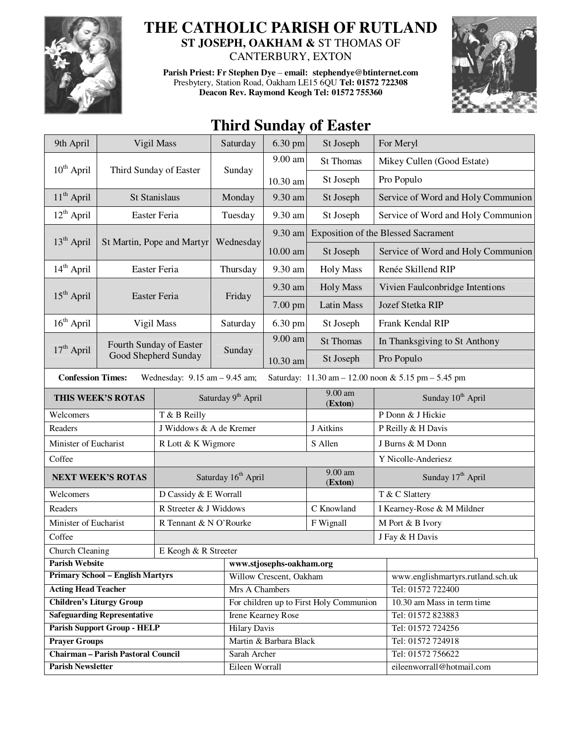# THE CATHOLIC PARISH OF RUTLAND

**ST JOSEPH, OAKHAM &** ST THOMAS OF CANTERBURY, EXTON

**Parish Priest: Fr Stephen Dye – email: stephendye@btinternet.com**
Presbytery, Station Road, Oakham LE15 6QU **Tel: 01572 722308**
**Deacon Rev. Raymond Keogh Tel: 01572 755360**

## Third Sunday of Easter

| Date | Celebration | Day | Time | Place | Intention |
|---|---|---|---|---|---|
| 9th April | Vigil Mass | Saturday | 6.30 pm | St Joseph | For Meryl |
| 10th April | Third Sunday of Easter | Sunday | 9.00 am | St Thomas | Mikey Cullen (Good Estate) |
| | | | 10.30 am | St Joseph | Pro Populo |
| 11th April | St Stanislaus | Monday | 9.30 am | St Joseph | Service of Word and Holy Communion |
| 12th April | Easter Feria | Tuesday | 9.30 am | St Joseph | Service of Word and Holy Communion |
| 13th April | St Martin, Pope and Martyr | Wednesday | 9.30 am | Exposition of the Blessed Sacrament | |
| | | | 10.00 am | St Joseph | Service of Word and Holy Communion |
| 14th April | Easter Feria | Thursday | 9.30 am | Holy Mass | Renée Skillend RIP |
| 15th April | Easter Feria | Friday | 9.30 am | Holy Mass | Vivien Faulconbridge Intentions |
| | | | 7.00 pm | Latin Mass | Jozef Stetka RIP |
| 16th April | Vigil Mass | Saturday | 6.30 pm | St Joseph | Frank Kendal RIP |
| 17th April | Fourth Sunday of Easter Good Shepherd Sunday | Sunday | 9.00 am | St Thomas | In Thanksgiving to St Anthony |
| | | | 10.30 am | St Joseph | Pro Populo |

**Confession Times:** Wednesday: 9.15 am – 9.45 am; Saturday: 11.30 am – 12.00 noon & 5.15 pm – 5.45 pm

| **THIS WEEK'S ROTAS** | Saturday 9th April | 9.00 am (**Exton**) | Sunday 10th April |
|---|---|---|---|
| Welcomers | T & B Reilly | | P Donn & J Hickie |
| Readers | J Widdows & A de Kremer | J Aitkins | P Reilly & H Davis |
| Minister of Eucharist | R Lott & K Wigmore | S Allen | J Burns & M Donn |
| Coffee | | | Y Nicolle-Anderiesz |
| **NEXT WEEK'S ROTAS** | Saturday 16th April | 9.00 am (**Exton**) | Sunday 17th April |
| Welcomers | D Cassidy & E Worrall | | T & C Slattery |
| Readers | R Streeter & J Widdows | C Knowland | I Kearney-Rose & M Mildner |
| Minister of Eucharist | R Tennant & N O'Rourke | F Wignall | M Port & B Ivory |
| Coffee | | | J Fay & H Davis |
| Church Cleaning | E Keogh & R Streeter | | |

| | | |
|---|---|---|
| **Parish Website** | **www.stjosephs-oakham.org** | |
| **Primary School – English Martyrs** | Willow Crescent, Oakham | www.englishmartyrs.rutland.sch.uk |
| **Acting Head Teacher** | Mrs A Chambers | Tel: 01572 722400 |
| **Children's Liturgy Group** | For children up to First Holy Communion | 10.30 am Mass in term time |
| **Safeguarding Representative** | Irene Kearney Rose | Tel: 01572 823883 |
| **Parish Support Group - HELP** | Hilary Davis | Tel: 01572 724256 |
| **Prayer Groups** | Martin & Barbara Black | Tel: 01572 724918 |
| **Chairman – Parish Pastoral Council** | Sarah Archer | Tel: 01572 756622 |
| **Parish Newsletter** | Eileen Worrall | eileenworrall@hotmail.com |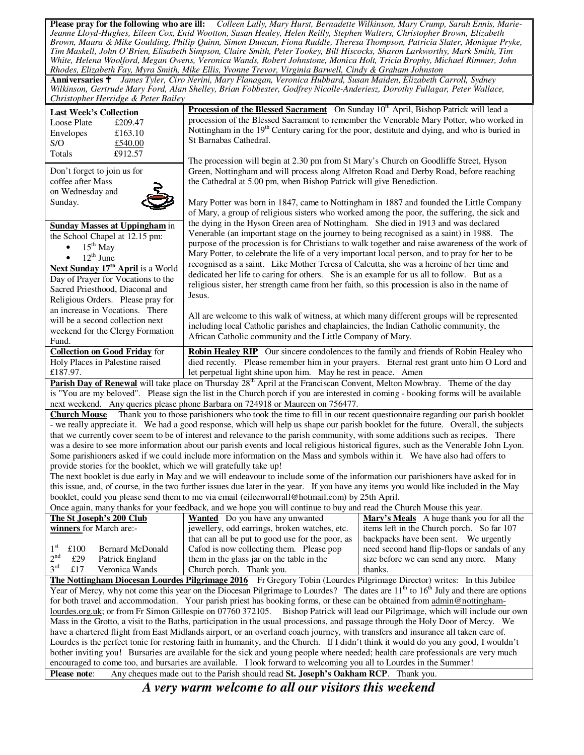**Please pray for the following who are ill:** *Colleen Lully, Mary Hurst, Bernadette Wilkinson, Mary Crump, Sarah Ennis, Marie-Jeanne Lloyd-Hughes, Eileen Cox, Enid Wootton, Susan Healey, Helen Reilly, Stephen Walters, Christopher Brown, Elizabeth Brown, Maura & Mike Goulding, Philip Quinn, Simon Duncan, Fiona Ruddle, Theresa Thompson, Patricia Slater, Monique Pryke, Tim Maskell, John O'Brien, Elisabeth Simpson, Claire Smith, Peter Tookey, Bill Hiscocks, Sharon Larkworthy, Mark Smith, Tim White, Helena Woolford, Megan Owens, Veronica Wands, Robert Johnstone, Monica Holt, Tricia Brophy, Michael Rimmer, John Rhodes, Elizabeth Fay, Myra Smith, Mike Ellis, Yvonne Trevor, Virginia Barwell, Cindy & Graham Johnston*

**Anniversaries ✝** *James Tyler, Ciro Nerini, Mary Flanagan, Veronica Hubbard, Susan Maiden, Elizabeth Carroll, Sydney Wilkinson, Gertrude Mary Ford, Alan Shelley, Brian Fobbester, Godfrey Nicolle-Anderiesz, Dorothy Fullagar, Peter Wallace, Christopher Herridge & Peter Bailey*

**Last Week's Collection**

| | |
|---|---|
| Loose Plate | £209.47 |
| Envelopes | £163.10 |
| S/O | £540.00 |
| Totals | £912.57 |

Don't forget to join us for coffee after Mass on Wednesday and Sunday.

**Sunday Masses at Uppingham** in the School Chapel at 12.15 pm:

- 15th May
- 12th June

**Next Sunday 17th April** is a World Day of Prayer for Vocations to the Sacred Priesthood, Diaconal and Religious Orders. Please pray for an increase in Vocations. There will be a second collection next weekend for the Clergy Formation Fund.

**Collection on Good Friday** for Holy Places in Palestine raised £187.97.

**Procession of the Blessed Sacrament** On Sunday 10th April, Bishop Patrick will lead a procession of the Blessed Sacrament to remember the Venerable Mary Potter, who worked in Nottingham in the 19th Century caring for the poor, destitute and dying, and who is buried in St Barnabas Cathedral.

The procession will begin at 2.30 pm from St Mary's Church on Goodliffe Street, Hyson Green, Nottingham and will process along Alfreton Road and Derby Road, before reaching the Cathedral at 5.00 pm, when Bishop Patrick will give Benediction.

Mary Potter was born in 1847, came to Nottingham in 1887 and founded the Little Company of Mary, a group of religious sisters who worked among the poor, the suffering, the sick and the dying in the Hyson Green area of Nottingham. She died in 1913 and was declared Venerable (an important stage on the journey to being recognised as a saint) in 1988. The purpose of the procession is for Christians to walk together and raise awareness of the work of Mary Potter, to celebrate the life of a very important local person, and to pray for her to be recognised as a saint. Like Mother Teresa of Calcutta, she was a heroine of her time and dedicated her life to caring for others. She is an example for us all to follow. But as a religious sister, her strength came from her faith, so this procession is also in the name of Jesus.

All are welcome to this walk of witness, at which many different groups will be represented including local Catholic parishes and chaplaincies, the Indian Catholic community, the African Catholic community and the Little Company of Mary.

**Robin Healey RIP** Our sincere condolences to the family and friends of Robin Healey who died recently. Please remember him in your prayers. Eternal rest grant unto him O Lord and let perpetual light shine upon him. May he rest in peace. Amen

**Parish Day of Renewal** will take place on Thursday 28th April at the Franciscan Convent, Melton Mowbray. Theme of the day is "You are my beloved". Please sign the list in the Church porch if you are interested in coming - booking forms will be available next weekend. Any queries please phone Barbara on 724918 or Maureen on 756477.

**Church Mouse** Thank you to those parishioners who took the time to fill in our recent questionnaire regarding our parish booklet - we really appreciate it. We had a good response, which will help us shape our parish booklet for the future. Overall, the subjects that we currently cover seem to be of interest and relevance to the parish community, with some additions such as recipes. There was a desire to see more information about our parish events and local religious historical figures, such as the Venerable John Lyon. Some parishioners asked if we could include more information on the Mass and symbols within it. We have also had offers to provide stories for the booklet, which we will gratefully take up!

The next booklet is due early in May and we will endeavour to include some of the information our parishioners have asked for in this issue, and, of course, in the two further issues due later in the year. If you have any items you would like included in the May booklet, could you please send them to me via email (eileenworrall@hotmail.com) by 25th April.

Once again, many thanks for your feedback, and we hope you will continue to buy and read the Church Mouse this year.

**The St Joseph's 200 Club winners** for March are:-

| | | |
|---|---|---|
| 1st | £100 | Bernard McDonald |
| 2nd | £29 | Patrick England |
| 3rd | £17 | Veronica Wands |

**Wanted** Do you have any unwanted jewellery, odd earrings, broken watches, etc. that can all be put to good use for the poor, as Cafod is now collecting them. Please pop them in the glass jar on the table in the Church porch. Thank you.

**Mary's Meals** A huge thank you for all the items left in the Church porch. So far 107 backpacks have been sent. We urgently need second hand flip-flops or sandals of any size before we can send any more. Many thanks.

**The Nottingham Diocesan Lourdes Pilgrimage 2016** Fr Gregory Tobin (Lourdes Pilgrimage Director) writes: In this Jubilee Year of Mercy, why not come this year on the Diocesan Pilgrimage to Lourdes? The dates are 11th to 16th July and there are options for both travel and accommodation. Your parish priest has booking forms, or these can be obtained from admin@nottingham-lourdes.org.uk; or from Fr Simon Gillespie on 07760 372105. Bishop Patrick will lead our Pilgrimage, which will include our own Mass in the Grotto, a visit to the Baths, participation in the usual processions, and passage through the Holy Door of Mercy. We have a chartered flight from East Midlands airport, or an overland coach journey, with transfers and insurance all taken care of. Lourdes is the perfect tonic for restoring faith in humanity, and the Church. If I didn't think it would do you any good, I wouldn't bother inviting you! Bursaries are available for the sick and young people where needed; health care professionals are very much encouraged to come too, and bursaries are available. I look forward to welcoming you all to Lourdes in the Summer!

**Please note**: Any cheques made out to the Parish should read **St. Joseph's Oakham RCP**. Thank you.

***A very warm welcome to all our visitors this weekend***